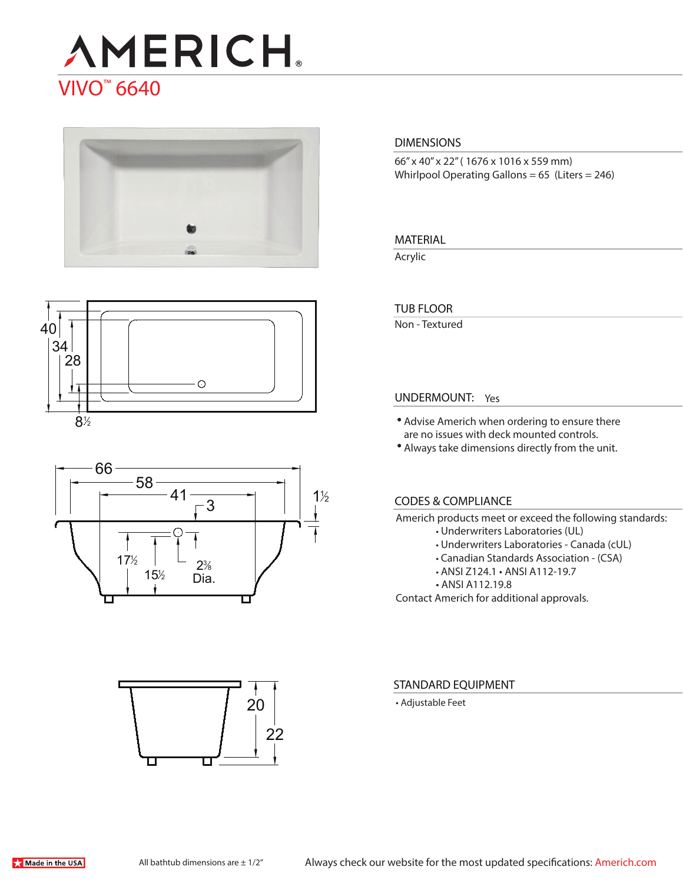# AMERICH®

## VIVO™ 6640

40
34
28
8½

66
58
41
3
1½
17½
15½
2⅜ Dia.

20
22

## DIMENSIONS

66" x 40" x 22" ( 1676 x 1016 x 559 mm)
Whirlpool Operating Gallons = 65 (Liters = 246)

## MATERIAL

Acrylic

## TUB FLOOR

Non - Textured

## UNDERMOUNT: Yes

- Advise Americh when ordering to ensure there are no issues with deck mounted controls.
- Always take dimensions directly from the unit.

## CODES & COMPLIANCE

Americh products meet or exceed the following standards:

- Underwriters Laboratories (UL)
- Underwriters Laboratories - Canada (cUL)
- Canadian Standards Association - (CSA)
- ANSI Z124.1 • ANSI A112-19.7
- ANSI A112.19.8

Contact Americh for additional approvals.

## STANDARD EQUIPMENT

- Adjustable Feet

Made in the USA

All bathtub dimensions are ± 1/2"

Always check our website for the most updated specifications: Americh.com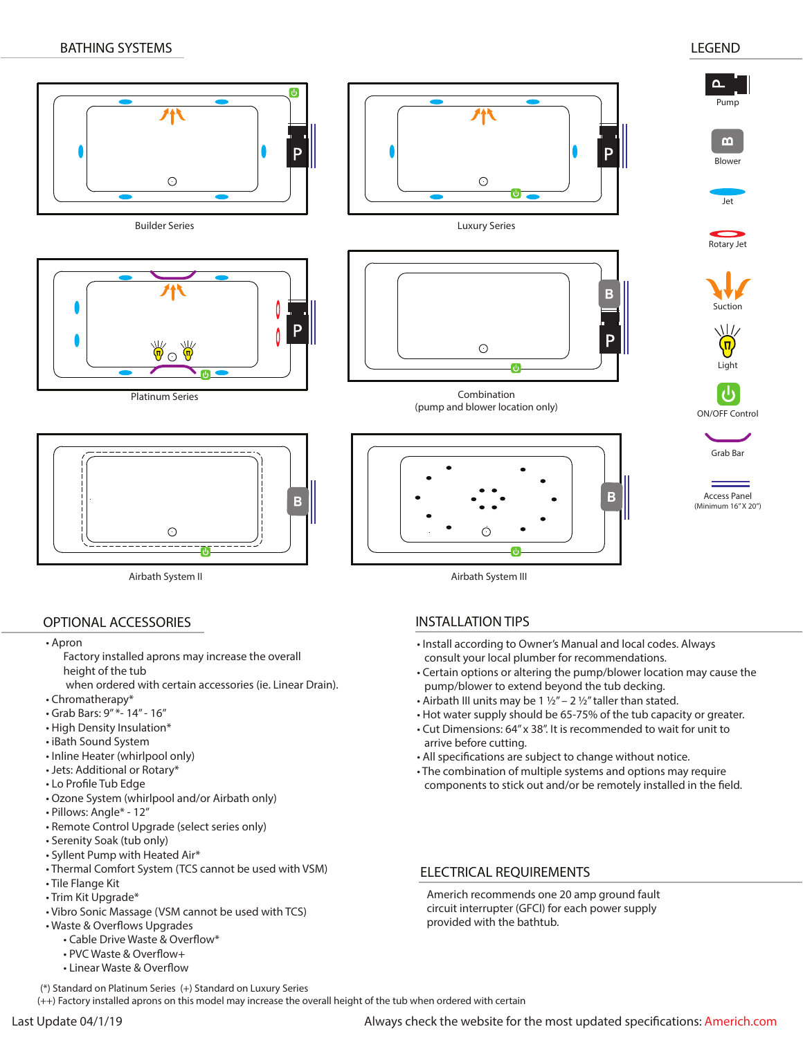## BATHING SYSTEMS

Builder Series

Luxury Series

Platinum Series

Combination
(pump and blower location only)

Airbath System II

Airbath System III

## LEGEND

Pump

Blower

Jet

Rotary Jet

Suction

Light

ON/OFF Control

Grab Bar

Access Panel
(Minimum 16" X 20")

## OPTIONAL ACCESSORIES

- Apron
  Factory installed aprons may increase the overall height of the tub when ordered with certain accessories (ie. Linear Drain).
- Chromatherapy*
- Grab Bars: 9"*- 14" - 16"
- High Density Insulation*
- iBath Sound System
- Inline Heater (whirlpool only)
- Jets: Additional or Rotary*
- Lo Profile Tub Edge
- Ozone System (whirlpool and/or Airbath only)
- Pillows: Angle* - 12"
- Remote Control Upgrade (select series only)
- Serenity Soak (tub only)
- Syllent Pump with Heated Air*
- Thermal Comfort System (TCS cannot be used with VSM)
- Tile Flange Kit
- Trim Kit Upgrade*
- Vibro Sonic Massage (VSM cannot be used with TCS)
- Waste & Overflows Upgrades
  - Cable Drive Waste & Overflow*
  - PVC Waste & Overflow+
  - Linear Waste & Overflow

## INSTALLATION TIPS

- Install according to Owner's Manual and local codes. Always consult your local plumber for recommendations.
- Certain options or altering the pump/blower location may cause the pump/blower to extend beyond the tub decking.
- Airbath III units may be 1 ½" – 2 ½" taller than stated.
- Hot water supply should be 65-75% of the tub capacity or greater.
- Cut Dimensions: 64" x 38". It is recommended to wait for unit to arrive before cutting.
- All specifications are subject to change without notice.
- The combination of multiple systems and options may require components to stick out and/or be remotely installed in the field.

## ELECTRICAL REQUIREMENTS

Americh recommends one 20 amp ground fault circuit interrupter (GFCI) for each power supply provided with the bathtub.

(*) Standard on Platinum Series (+) Standard on Luxury Series
(++) Factory installed aprons on this model may increase the overall height of the tub when ordered with certain

Last Update 04/1/19

Always check the website for the most updated specifications: Americh.com